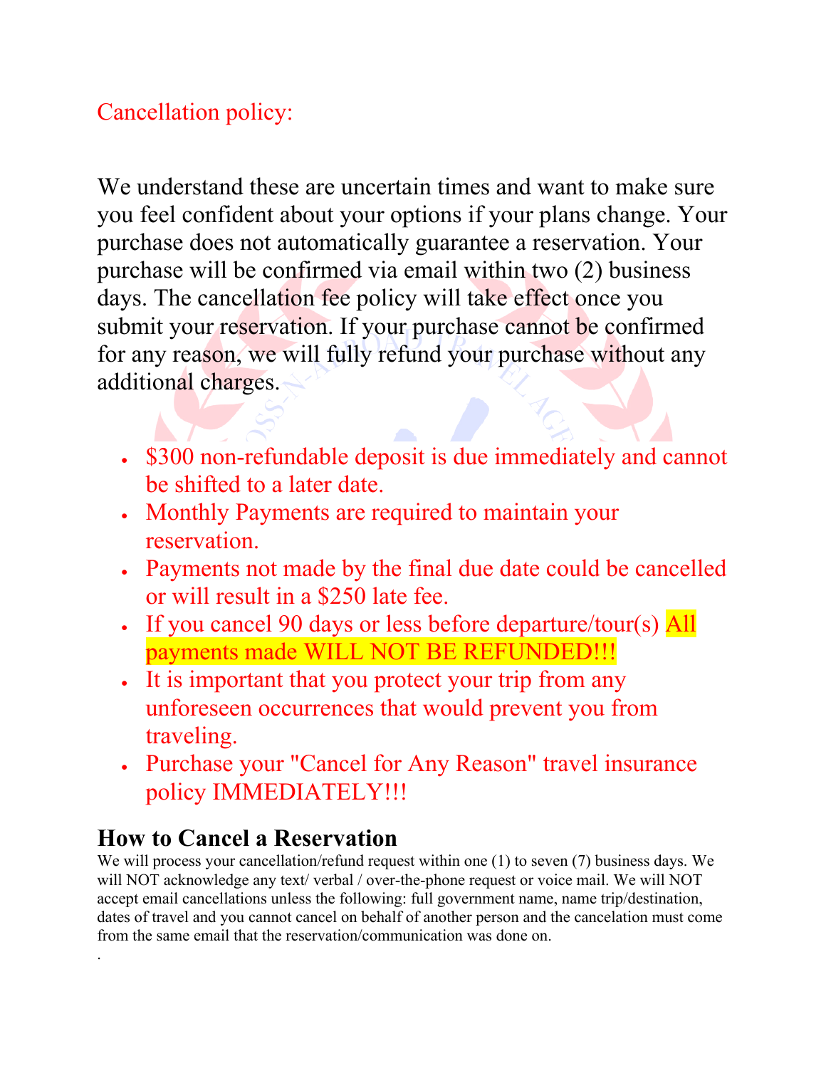Cancellation policy:

We understand these are uncertain times and want to make sure you feel confident about your options if your plans change. Your purchase does not automatically guarantee a reservation. Your purchase will be confirmed via email within two (2) business days. The cancellation fee policy will take effect once you submit your reservation. If your purchase cannot be confirmed for any reason, we will fully refund your purchase without any additional charges.

- $300 non-refundable deposit is due immediately and cannot be shifted to a later date.
- Monthly Payments are required to maintain your reservation.
- Payments not made by the final due date could be cancelled or will result in a $250 late fee.
- If you cancel 90 days or less before departure/tour(s) All payments made WILL NOT BE REFUNDED!!!
- It is important that you protect your trip from any unforeseen occurrences that would prevent you from traveling.
- Purchase your "Cancel for Any Reason" travel insurance policy IMMEDIATELY!!!

## How to Cancel a Reservation

We will process your cancellation/refund request within one (1) to seven (7) business days. We will NOT acknowledge any text/ verbal / over-the-phone request or voice mail. We will NOT accept email cancellations unless the following: full government name, name trip/destination, dates of travel and you cannot cancel on behalf of another person and the cancelation must come from the same email that the reservation/communication was done on.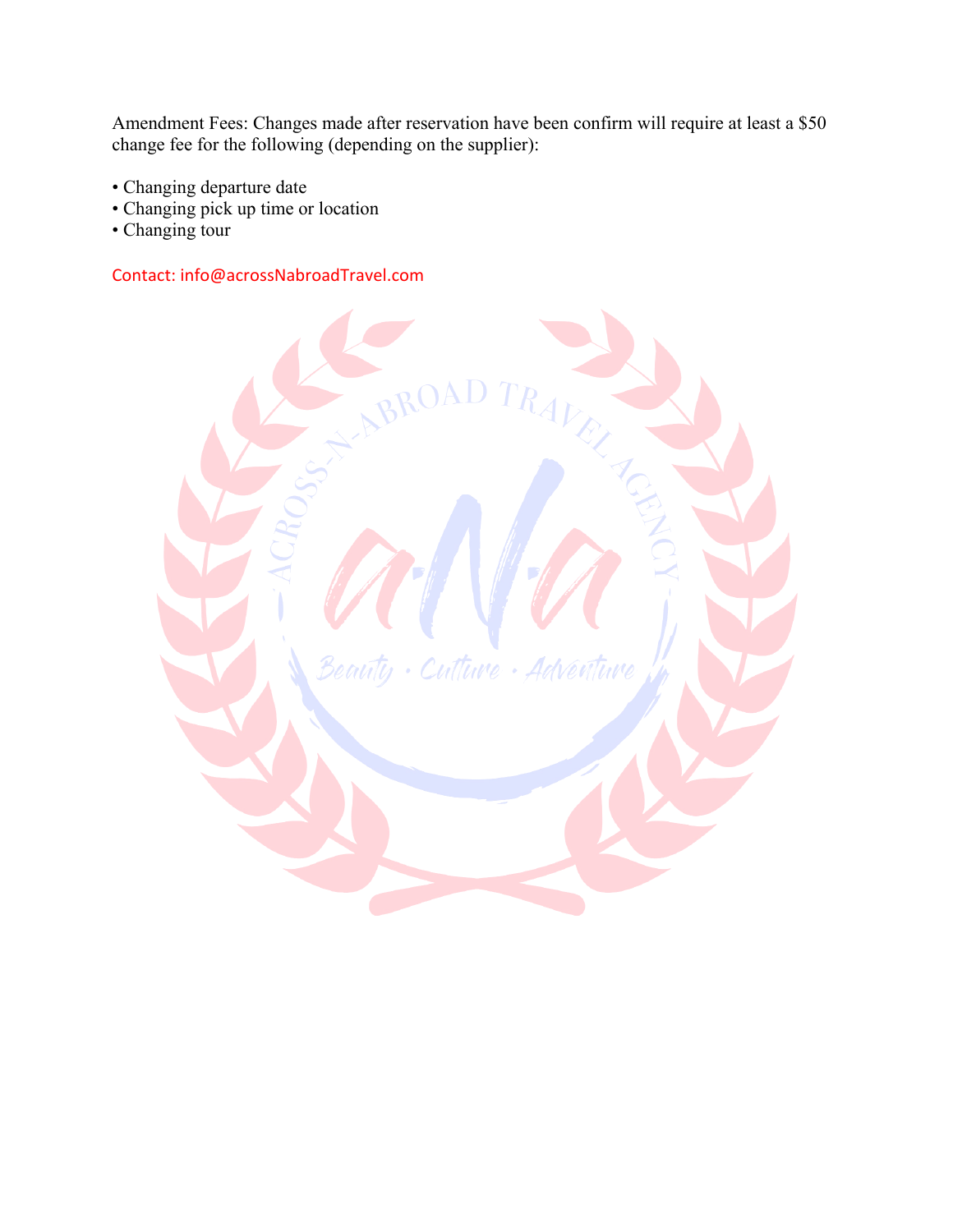Amendment Fees: Changes made after reservation have been confirm will require at least a $50 change fee for the following (depending on the supplier):

- Changing departure date
- Changing pick up time or location
- Changing tour

Contact: info@acrossNabroadTravel.com